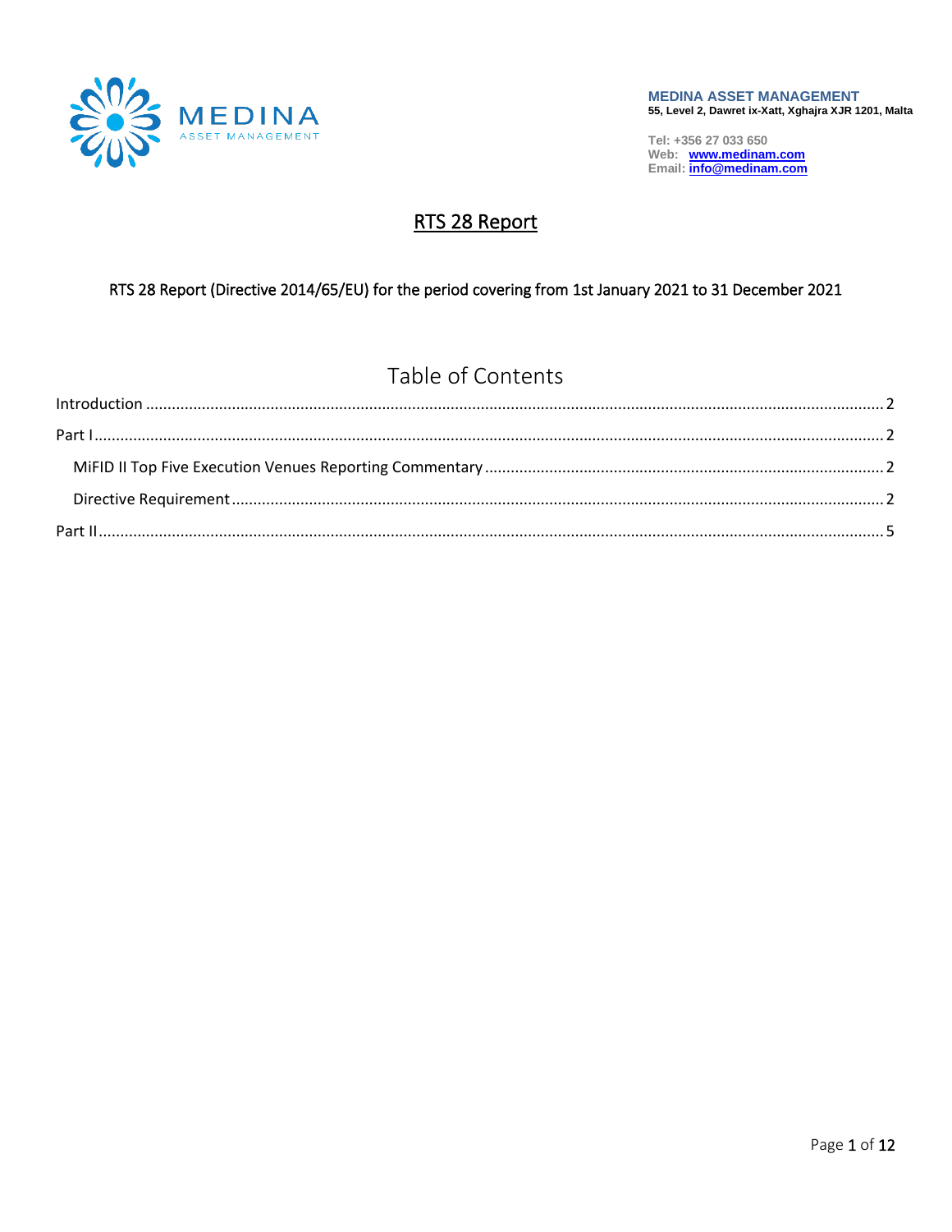**MEDINA ASSET MANAGEMENT**
**55, Level 2, Dawret ix-Xatt, Xghajra XJR 1201, Malta**

**Tel: +356 27 033 650**
**Web: www.medinam.com**
**Email: info@medinam.com**

# RTS 28 Report

RTS 28 Report (Directive 2014/65/EU) for the period covering from 1st January 2021 to 31 December 2021

## Table of Contents

Introduction .......... 2

Part I .......... 2

- MiFID II Top Five Execution Venues Reporting Commentary .......... 2
- Directive Requirement .......... 2

Part II .......... 5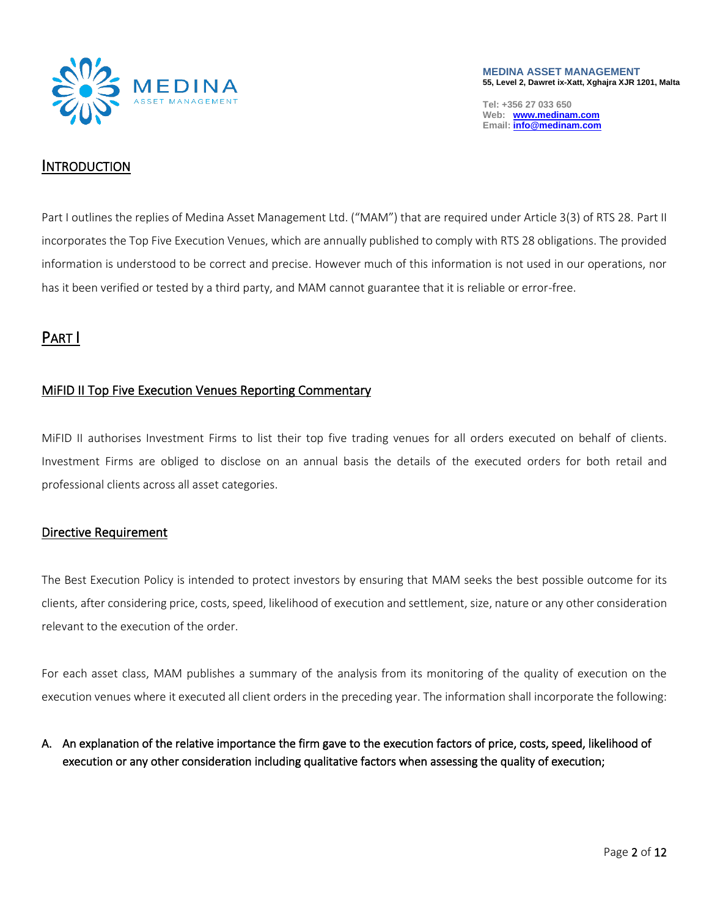## Introduction

Part I outlines the replies of Medina Asset Management Ltd. ("MAM") that are required under Article 3(3) of RTS 28. Part II incorporates the Top Five Execution Venues, which are annually published to comply with RTS 28 obligations. The provided information is understood to be correct and precise. However much of this information is not used in our operations, nor has it been verified or tested by a third party, and MAM cannot guarantee that it is reliable or error-free.

## Part I

### MiFID II Top Five Execution Venues Reporting Commentary

MiFID II authorises Investment Firms to list their top five trading venues for all orders executed on behalf of clients. Investment Firms are obliged to disclose on an annual basis the details of the executed orders for both retail and professional clients across all asset categories.

### Directive Requirement

The Best Execution Policy is intended to protect investors by ensuring that MAM seeks the best possible outcome for its clients, after considering price, costs, speed, likelihood of execution and settlement, size, nature or any other consideration relevant to the execution of the order.

For each asset class, MAM publishes a summary of the analysis from its monitoring of the quality of execution on the execution venues where it executed all client orders in the preceding year. The information shall incorporate the following:

A. **An explanation of the relative importance the firm gave to the execution factors of price, costs, speed, likelihood of execution or any other consideration including qualitative factors when assessing the quality of execution;**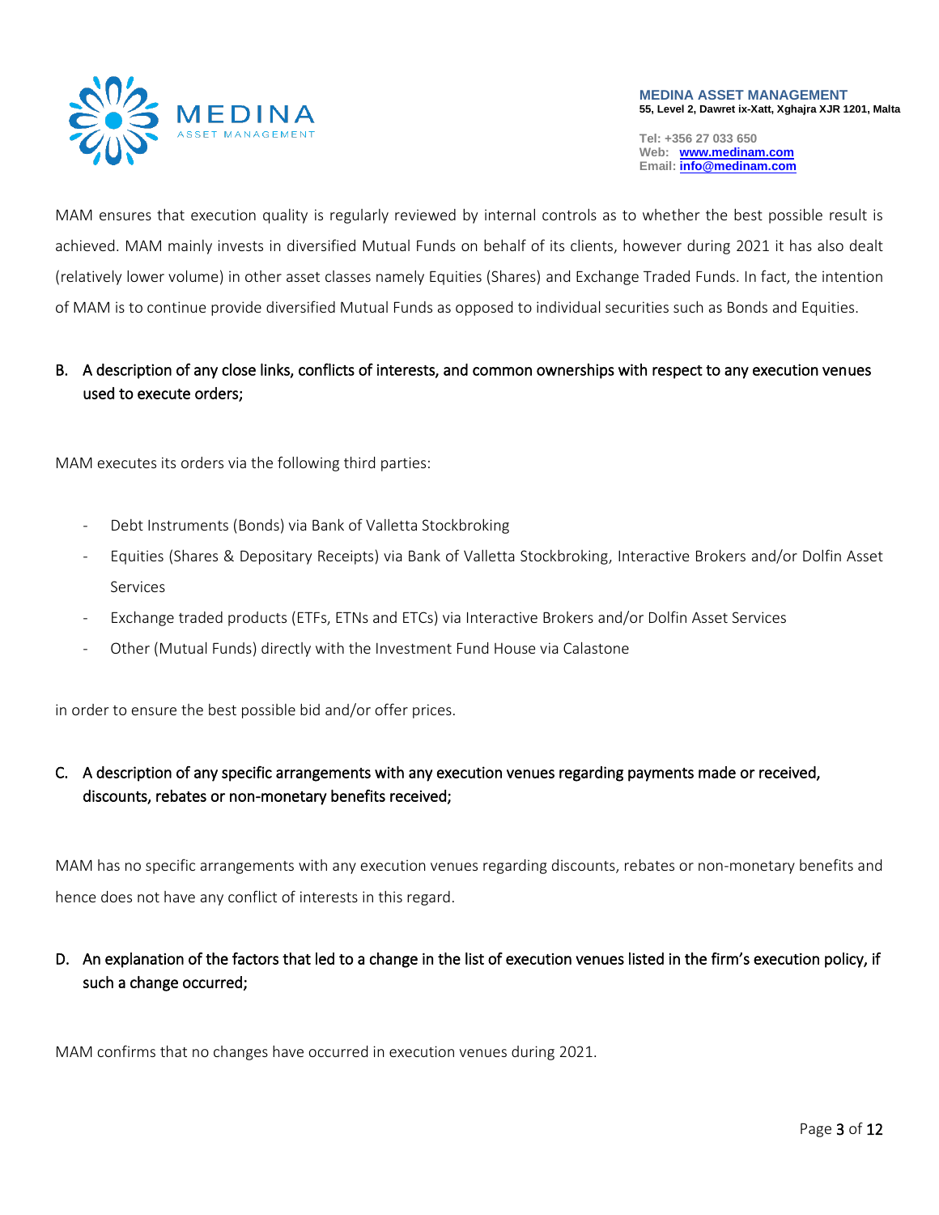MAM ensures that execution quality is regularly reviewed by internal controls as to whether the best possible result is achieved. MAM mainly invests in diversified Mutual Funds on behalf of its clients, however during 2021 it has also dealt (relatively lower volume) in other asset classes namely Equities (Shares) and Exchange Traded Funds. In fact, the intention of MAM is to continue provide diversified Mutual Funds as opposed to individual securities such as Bonds and Equities.

## B. A description of any close links, conflicts of interests, and common ownerships with respect to any execution venues used to execute orders;

MAM executes its orders via the following third parties:

- Debt Instruments (Bonds) via Bank of Valletta Stockbroking
- Equities (Shares & Depositary Receipts) via Bank of Valletta Stockbroking, Interactive Brokers and/or Dolfin Asset Services
- Exchange traded products (ETFs, ETNs and ETCs) via Interactive Brokers and/or Dolfin Asset Services
- Other (Mutual Funds) directly with the Investment Fund House via Calastone

in order to ensure the best possible bid and/or offer prices.

## C. A description of any specific arrangements with any execution venues regarding payments made or received, discounts, rebates or non-monetary benefits received;

MAM has no specific arrangements with any execution venues regarding discounts, rebates or non-monetary benefits and hence does not have any conflict of interests in this regard.

## D. An explanation of the factors that led to a change in the list of execution venues listed in the firm's execution policy, if such a change occurred;

MAM confirms that no changes have occurred in execution venues during 2021.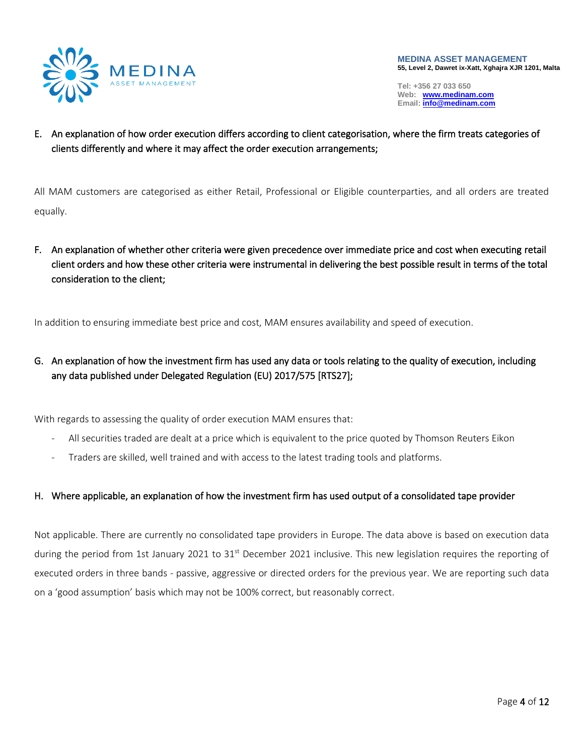E. An explanation of how order execution differs according to client categorisation, where the firm treats categories of clients differently and where it may affect the order execution arrangements;

All MAM customers are categorised as either Retail, Professional or Eligible counterparties, and all orders are treated equally.

F. An explanation of whether other criteria were given precedence over immediate price and cost when executing retail client orders and how these other criteria were instrumental in delivering the best possible result in terms of the total consideration to the client;

In addition to ensuring immediate best price and cost, MAM ensures availability and speed of execution.

G. An explanation of how the investment firm has used any data or tools relating to the quality of execution, including any data published under Delegated Regulation (EU) 2017/575 [RTS27];

With regards to assessing the quality of order execution MAM ensures that:

- All securities traded are dealt at a price which is equivalent to the price quoted by Thomson Reuters Eikon
- Traders are skilled, well trained and with access to the latest trading tools and platforms.

H. Where applicable, an explanation of how the investment firm has used output of a consolidated tape provider

Not applicable. There are currently no consolidated tape providers in Europe. The data above is based on execution data during the period from 1st January 2021 to 31st December 2021 inclusive. This new legislation requires the reporting of executed orders in three bands - passive, aggressive or directed orders for the previous year. We are reporting such data on a 'good assumption' basis which may not be 100% correct, but reasonably correct.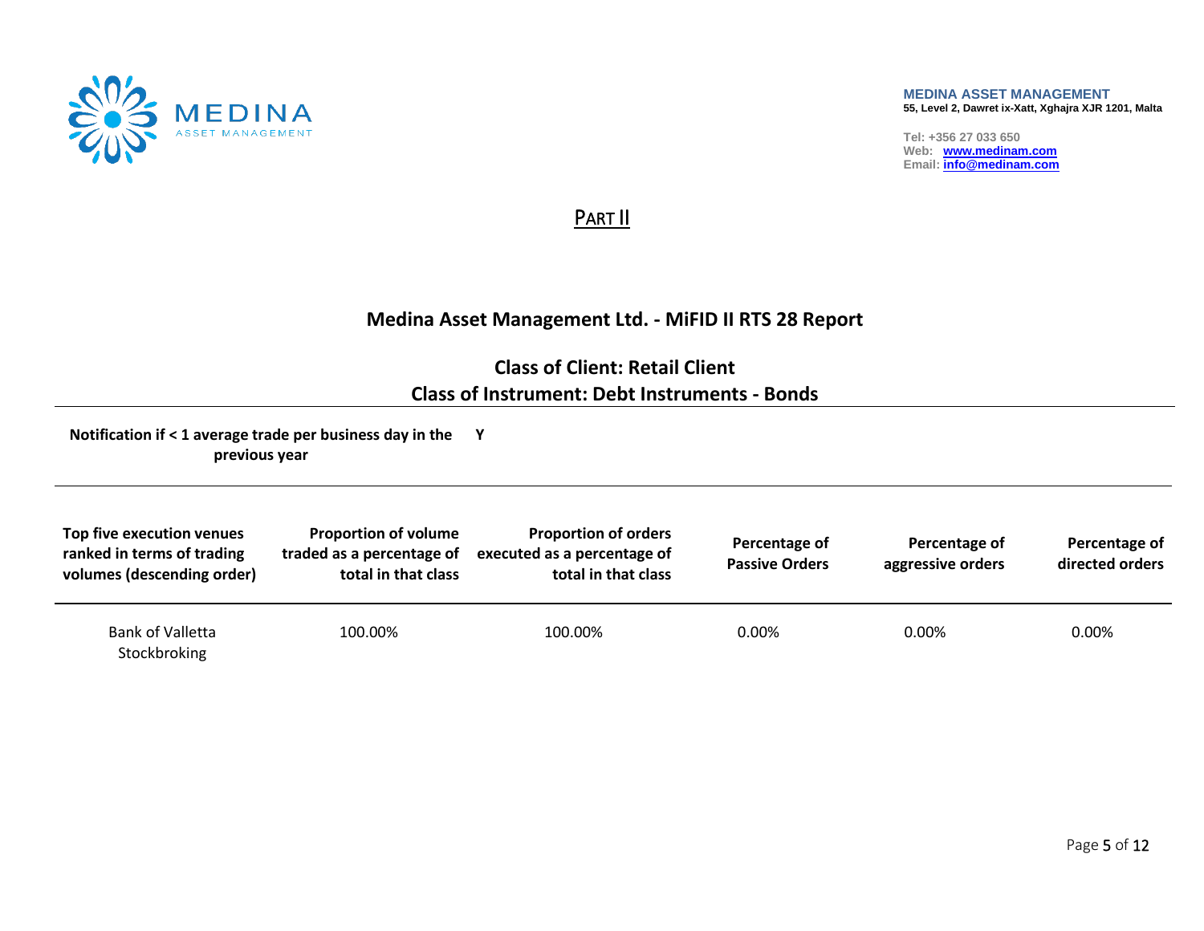MEDINA ASSET MANAGEMENT
55, Level 2, Dawret ix-Xatt, Xghajra XJR 1201, Malta

Tel: +356 27 033 650
Web: www.medinam.com
Email: info@medinam.com

# PART II

## Medina Asset Management Ltd. - MiFID II RTS 28 Report

### Class of Client: Retail Client
### Class of Instrument: Debt Instruments - Bonds

**Notification if < 1 average trade per business day in the previous year** **Y**

| Top five execution venues ranked in terms of trading volumes (descending order) | Proportion of volume traded as a percentage of total in that class | Proportion of orders executed as a percentage of total in that class | Percentage of Passive Orders | Percentage of aggressive orders | Percentage of directed orders |
|---|---|---|---|---|---|
| Bank of Valletta Stockbroking | 100.00% | 100.00% | 0.00% | 0.00% | 0.00% |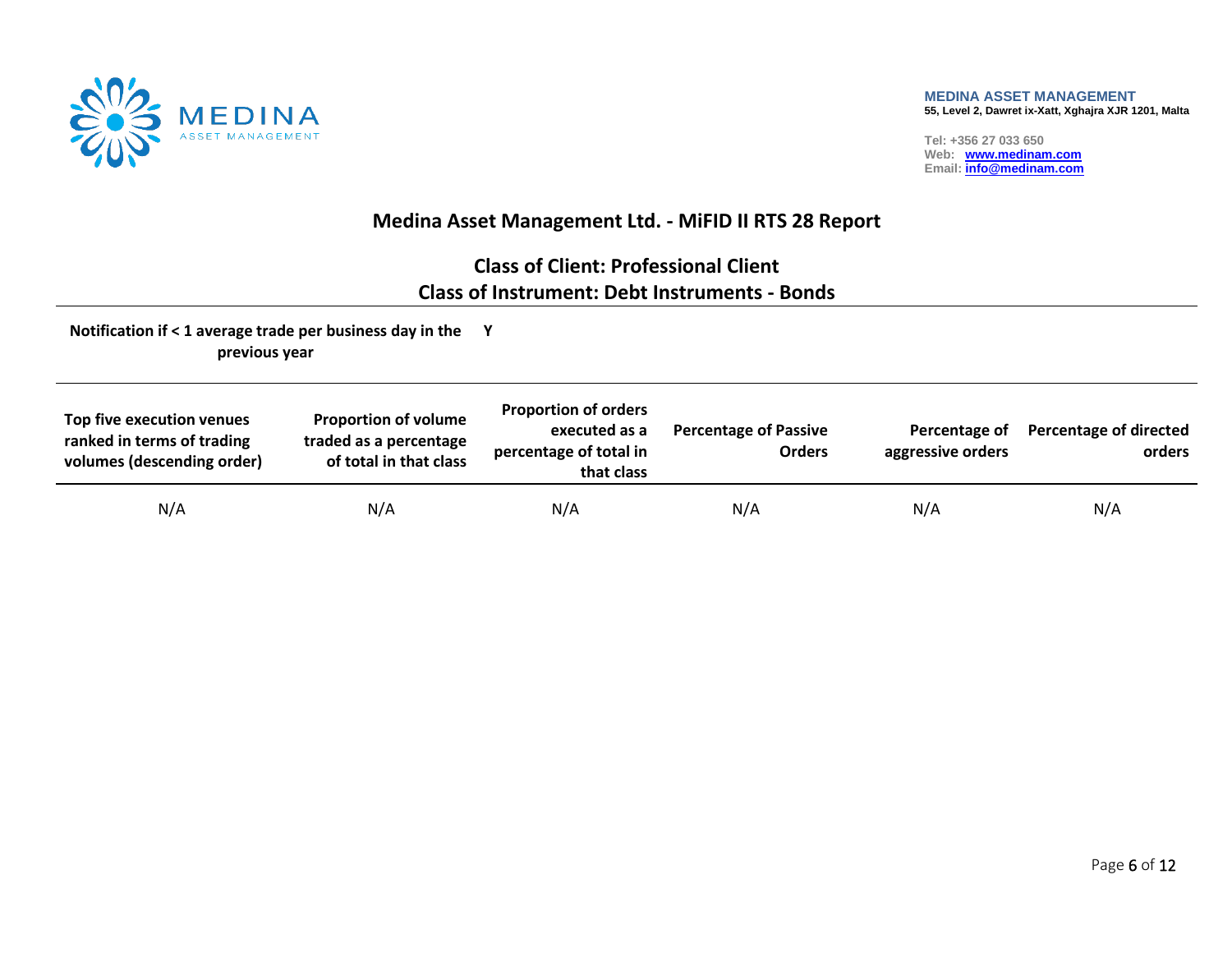**MEDINA ASSET MANAGEMENT**
55, Level 2, Dawret ix-Xatt, Xghajra XJR 1201, Malta

Tel: +356 27 033 650
Web: www.medinam.com
Email: info@medinam.com

# Medina Asset Management Ltd. - MiFID II RTS 28 Report

## Class of Client: Professional Client
## Class of Instrument: Debt Instruments - Bonds

| Notification if < 1 average trade per business day in the previous year | Y |
|---|---|

| Top five execution venues ranked in terms of trading volumes (descending order) | Proportion of volume traded as a percentage of total in that class | Proportion of orders executed as a percentage of total in that class | Percentage of Passive Orders | Percentage of aggressive orders | Percentage of directed orders |
|---|---|---|---|---|---|
| N/A | N/A | N/A | N/A | N/A | N/A |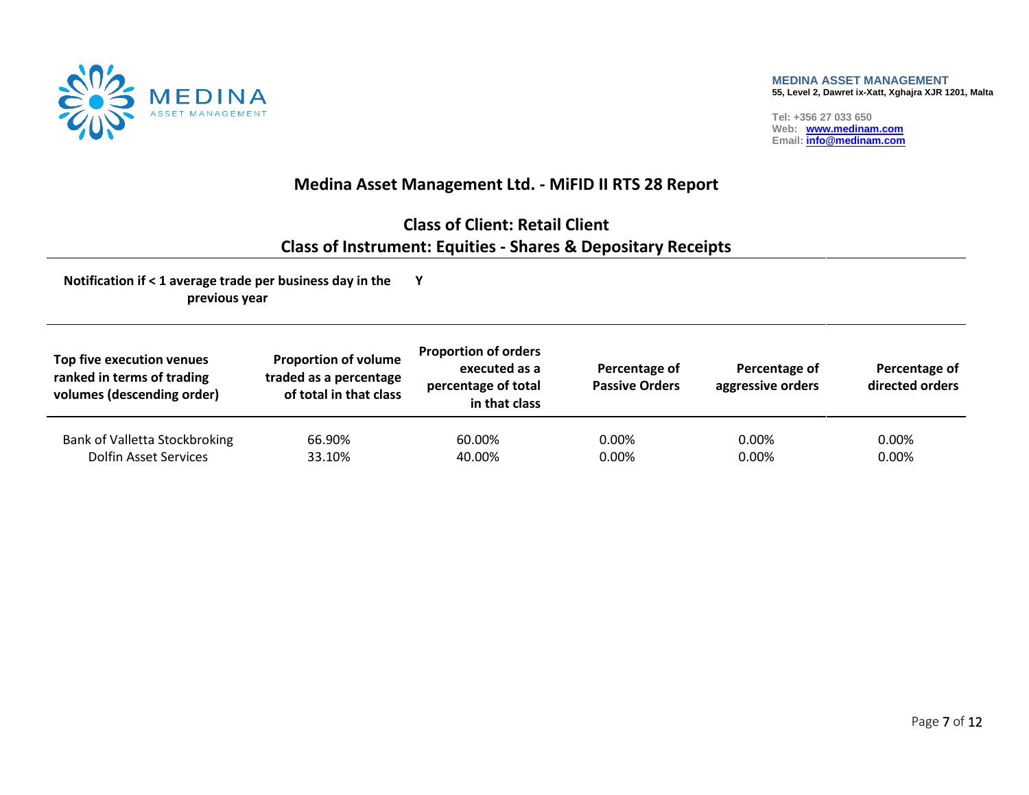# Medina Asset Management Ltd. - MiFID II RTS 28 Report

## Class of Client: Retail Client

## Class of Instrument: Equities - Shares & Depositary Receipts

**Notification if < 1 average trade per business day in the previous year** **Y**

| Top five execution venues ranked in terms of trading volumes (descending order) | Proportion of volume traded as a percentage of total in that class | Proportion of orders executed as a percentage of total in that class | Percentage of Passive Orders | Percentage of aggressive orders | Percentage of directed orders |
|---|---|---|---|---|---|
| Bank of Valletta Stockbroking | 66.90% | 60.00% | 0.00% | 0.00% | 0.00% |
| Dolfin Asset Services | 33.10% | 40.00% | 0.00% | 0.00% | 0.00% |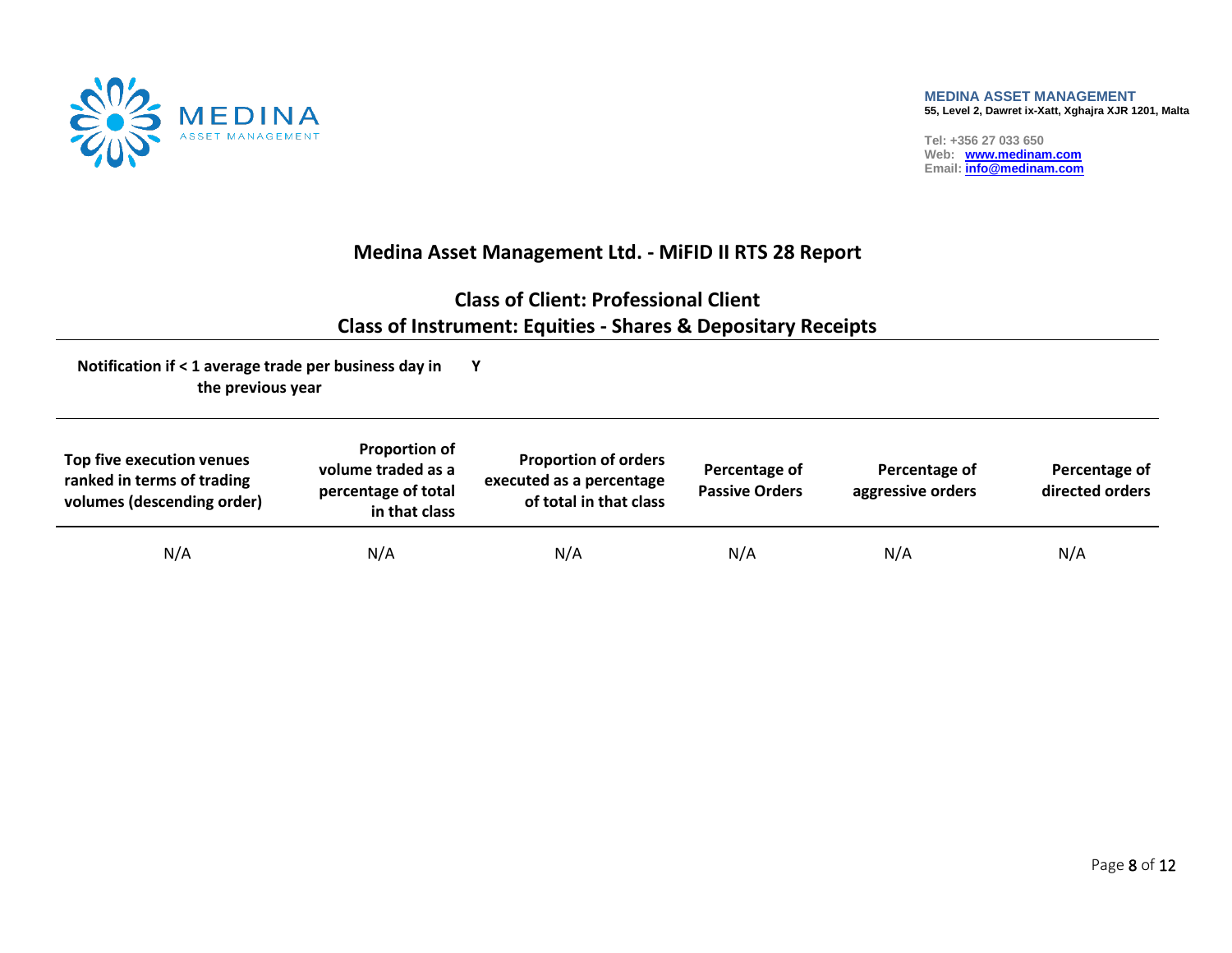**MEDINA ASSET MANAGEMENT**
**55, Level 2, Dawret ix-Xatt, Xghajra XJR 1201, Malta**

**Tel: +356 27 033 650**
**Web: www.medinam.com**
**Email: info@medinam.com**

## Medina Asset Management Ltd. - MiFID II RTS 28 Report

### Class of Client: Professional Client
### Class of Instrument: Equities - Shares & Depositary Receipts

| Notification if < 1 average trade per business day in the previous year | Y |
|---|---|

| Top five execution venues ranked in terms of trading volumes (descending order) | Proportion of volume traded as a percentage of total in that class | Proportion of orders executed as a percentage of total in that class | Percentage of Passive Orders | Percentage of aggressive orders | Percentage of directed orders |
|---|---|---|---|---|---|
| N/A | N/A | N/A | N/A | N/A | N/A |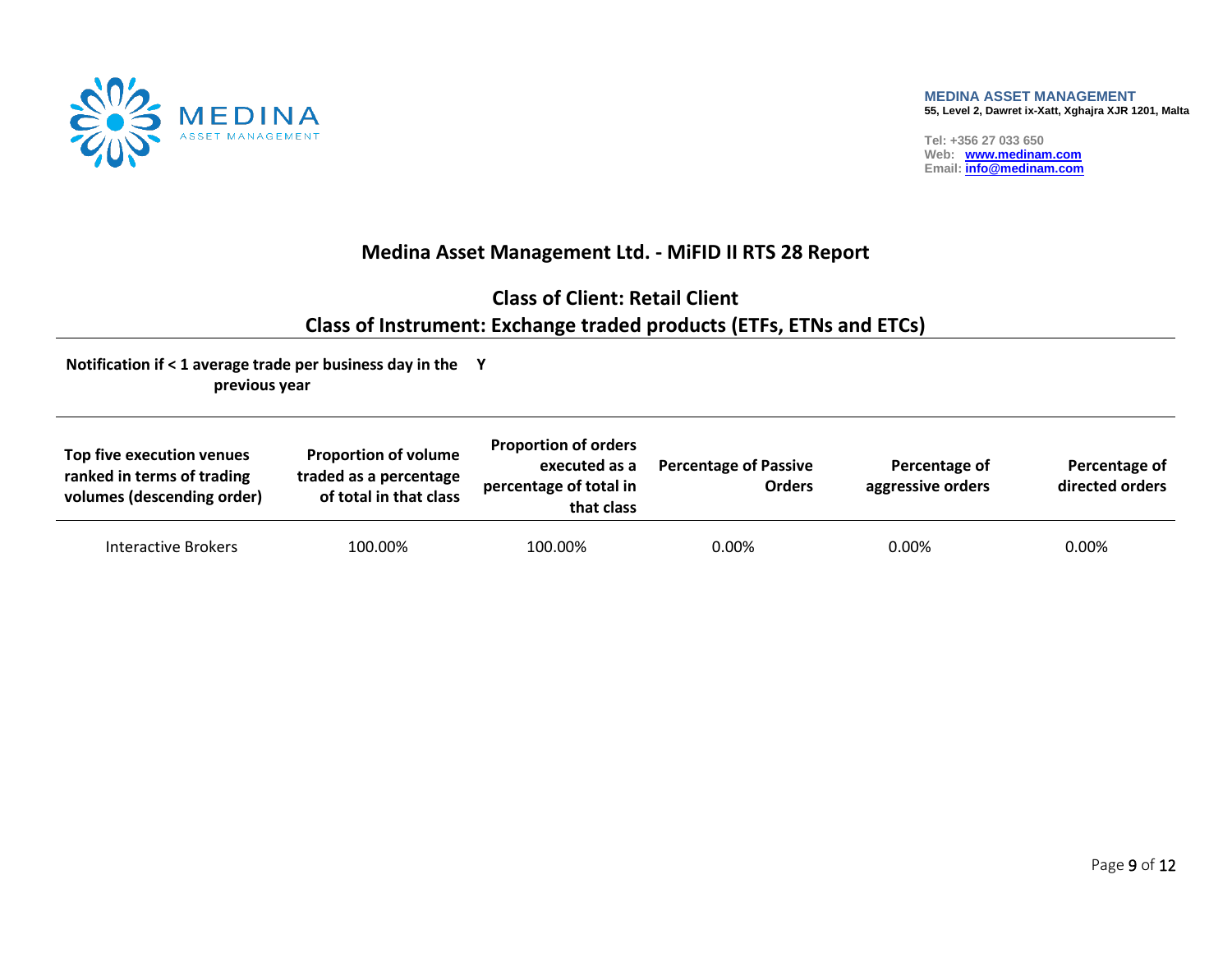# Medina Asset Management Ltd. - MiFID II RTS 28 Report

## Class of Client: Retail Client

## Class of Instrument: Exchange traded products (ETFs, ETNs and ETCs)

**Notification if < 1 average trade per business day in the previous year** **Y**

| Top five execution venues ranked in terms of trading volumes (descending order) | Proportion of volume traded as a percentage of total in that class | Proportion of orders executed as a percentage of total in that class | Percentage of Passive Orders | Percentage of aggressive orders | Percentage of directed orders |
|---|---|---|---|---|---|
| Interactive Brokers | 100.00% | 100.00% | 0.00% | 0.00% | 0.00% |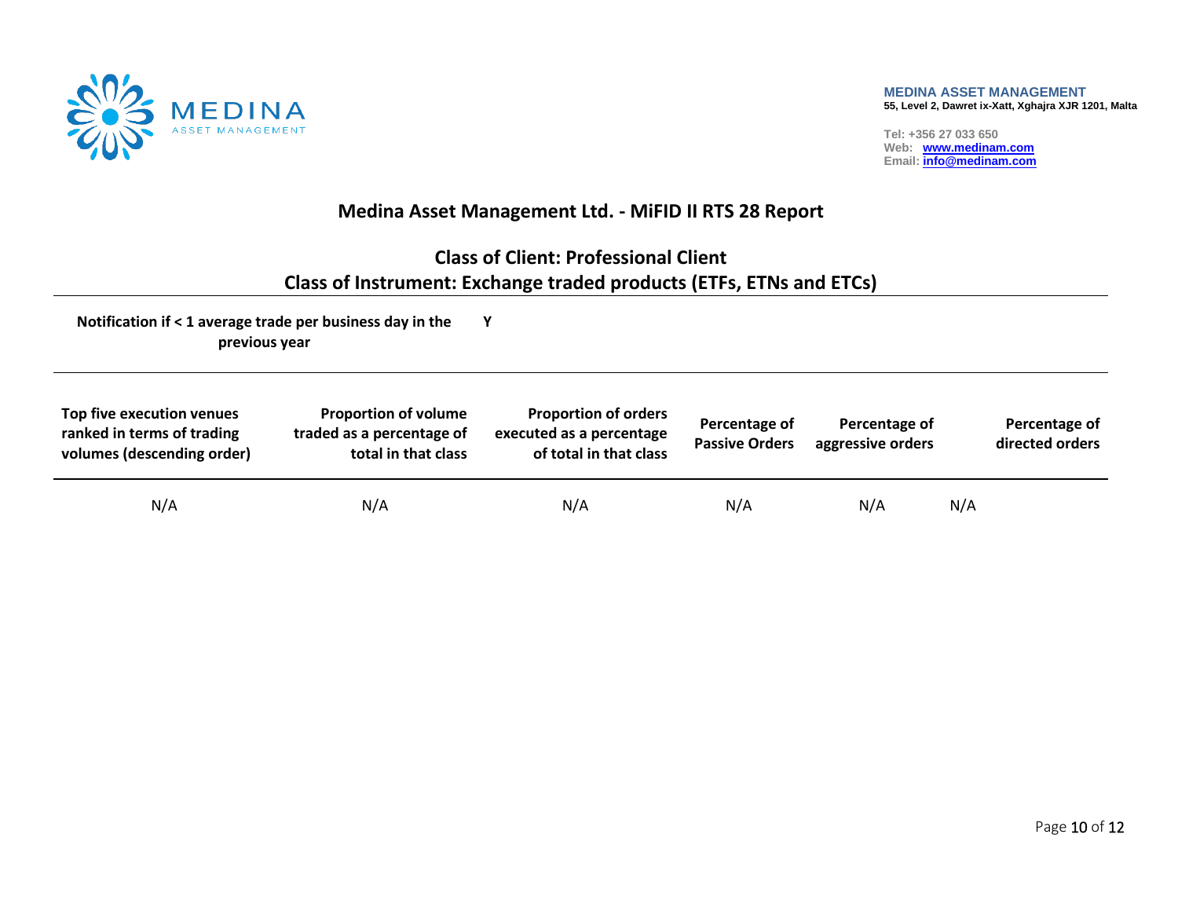**MEDINA ASSET MANAGEMENT**
55, Level 2, Dawret ix-Xatt, Xghajra XJR 1201, Malta

Tel: +356 27 033 650
Web: www.medinam.com
Email: info@medinam.com

# Medina Asset Management Ltd. - MiFID II RTS 28 Report

## Class of Client: Professional Client

## Class of Instrument: Exchange traded products (ETFs, ETNs and ETCs)

**Notification if < 1 average trade per business day in the previous year** **Y**

| Top five execution venues ranked in terms of trading volumes (descending order) | Proportion of volume traded as a percentage of total in that class | Proportion of orders executed as a percentage of total in that class | Percentage of Passive Orders | Percentage of aggressive orders | Percentage of directed orders |
|---|---|---|---|---|---|
| N/A | N/A | N/A | N/A | N/A | N/A |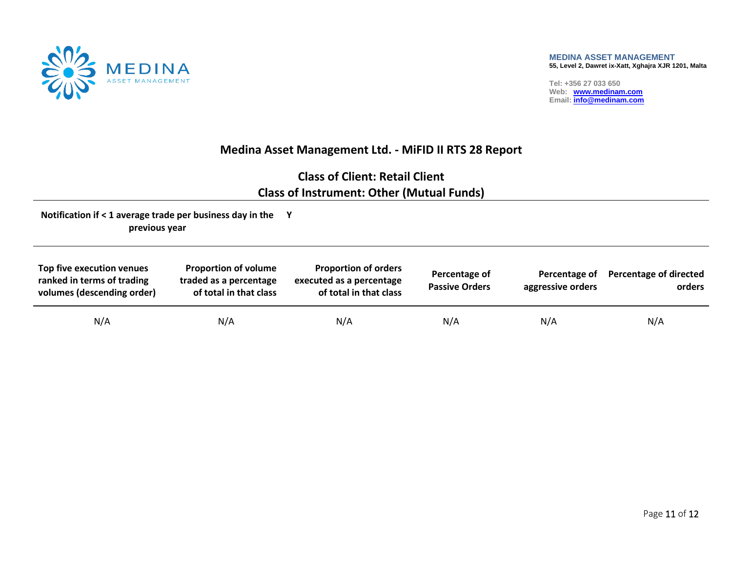**MEDINA ASSET MANAGEMENT**
55, Level 2, Dawret ix-Xatt, Xghajra XJR 1201, Malta

Tel: +356 27 033 650
Web: www.medinam.com
Email: info@medinam.com

## Medina Asset Management Ltd. - MiFID II RTS 28 Report

### Class of Client: Retail Client
### Class of Instrument: Other (Mutual Funds)

| Notification if < 1 average trade per business day in the previous year | Y |
|---|---|

| Top five execution venues ranked in terms of trading volumes (descending order) | Proportion of volume traded as a percentage of total in that class | Proportion of orders executed as a percentage of total in that class | Percentage of Passive Orders | Percentage of aggressive orders | Percentage of directed orders |
|---|---|---|---|---|---|
| N/A | N/A | N/A | N/A | N/A | N/A |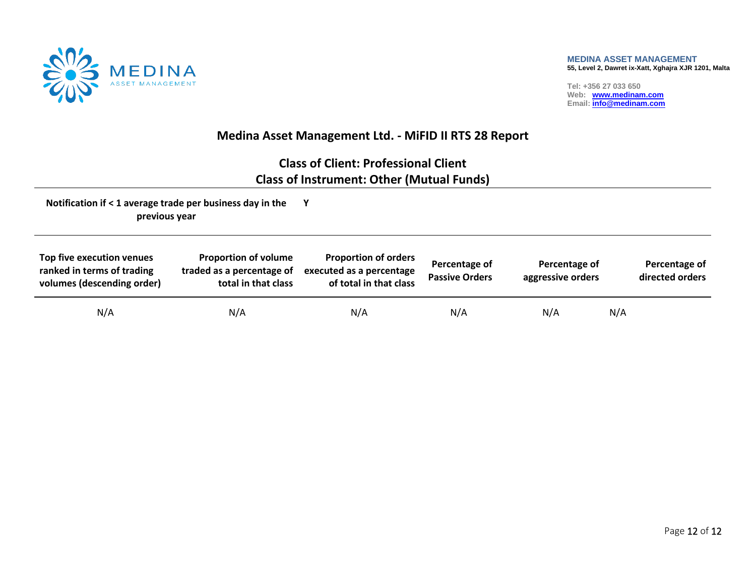MEDINA ASSET MANAGEMENT
55, Level 2, Dawret ix-Xatt, Xghajra XJR 1201, Malta

Tel: +356 27 033 650
Web: www.medinam.com
Email: info@medinam.com

## Medina Asset Management Ltd. - MiFID II RTS 28 Report

### Class of Client: Professional Client
### Class of Instrument: Other (Mutual Funds)

| Notification if < 1 average trade per business day in the previous year | Y |
|---|---|

| Top five execution venues ranked in terms of trading volumes (descending order) | Proportion of volume traded as a percentage of total in that class | Proportion of orders executed as a percentage of total in that class | Percentage of Passive Orders | Percentage of aggressive orders | Percentage of directed orders |
|---|---|---|---|---|---|
| N/A | N/A | N/A | N/A | N/A | N/A |